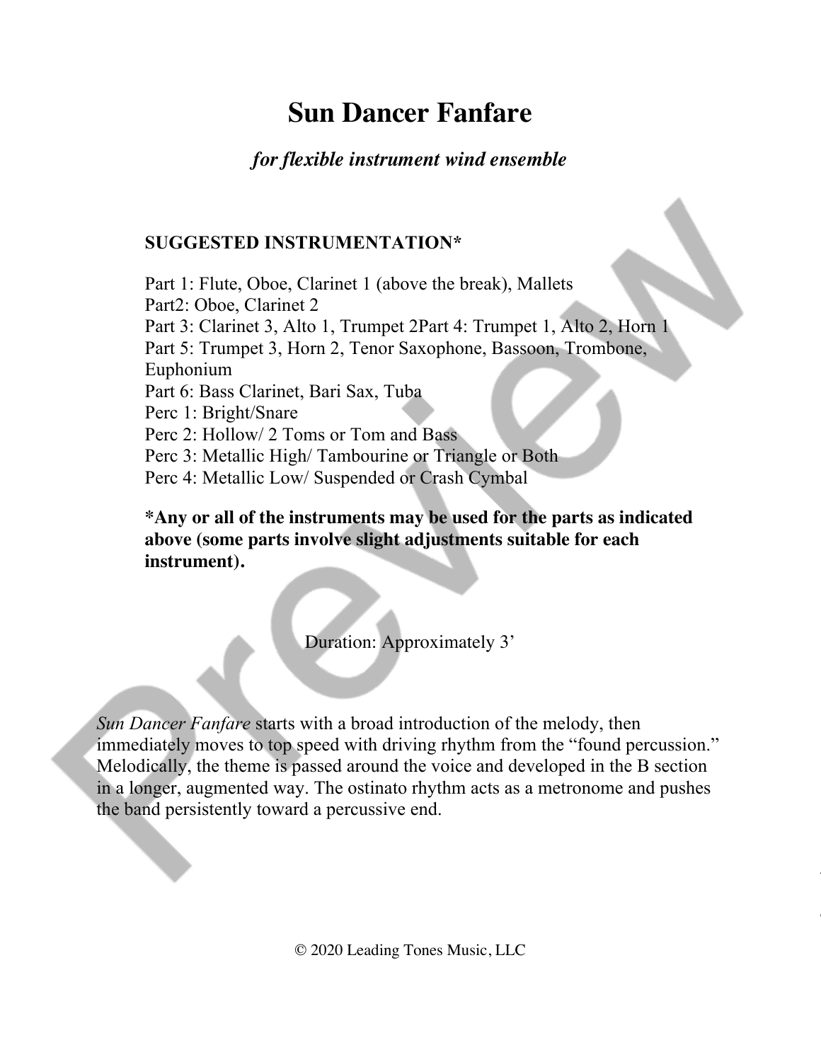# Sun Dancer Fanfare

*for flexible instrument wind ensemble*

**SUGGESTED INSTRUMENTATION***

Part 1: Flute, Oboe, Clarinet 1 (above the break), Mallets
Part2: Oboe, Clarinet 2
Part 3: Clarinet 3, Alto 1, Trumpet 2Part 4: Trumpet 1, Alto 2, Horn 1
Part 5: Trumpet 3, Horn 2, Tenor Saxophone, Bassoon, Trombone, Euphonium
Part 6: Bass Clarinet, Bari Sax, Tuba
Perc 1: Bright/Snare
Perc 2: Hollow/ 2 Toms or Tom and Bass
Perc 3: Metallic High/ Tambourine or Triangle or Both
Perc 4: Metallic Low/ Suspended or Crash Cymbal

***Any or all of the instruments may be used for the parts as indicated above (some parts involve slight adjustments suitable for each instrument).**

Duration: Approximately 3'

*Sun Dancer Fanfare* starts with a broad introduction of the melody, then immediately moves to top speed with driving rhythm from the "found percussion." Melodically, the theme is passed around the voice and developed in the B section in a longer, augmented way. The ostinato rhythm acts as a metronome and pushes the band persistently toward a percussive end.

© 2020 Leading Tones Music, LLC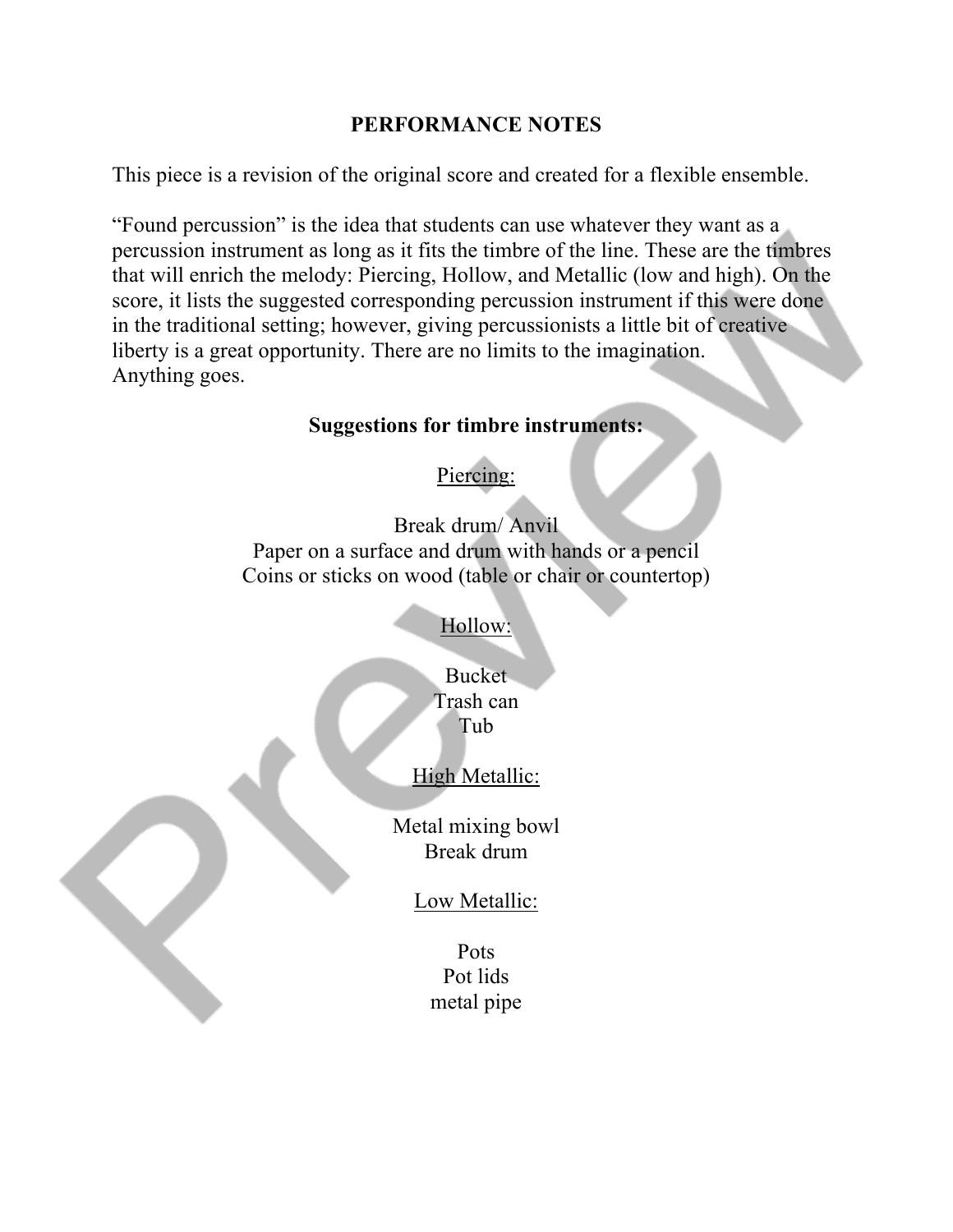# PERFORMANCE NOTES

This piece is a revision of the original score and created for a flexible ensemble.

"Found percussion" is the idea that students can use whatever they want as a percussion instrument as long as it fits the timbre of the line. These are the timbres that will enrich the melody: Piercing, Hollow, and Metallic (low and high). On the score, it lists the suggested corresponding percussion instrument if this were done in the traditional setting; however, giving percussionists a little bit of creative liberty is a great opportunity. There are no limits to the imagination. Anything goes.

## Suggestions for timbre instruments:

<u>Piercing:</u>

Break drum/ Anvil
Paper on a surface and drum with hands or a pencil
Coins or sticks on wood (table or chair or countertop)

<u>Hollow:</u>

Bucket
Trash can
Tub

<u>High Metallic:</u>

Metal mixing bowl
Break drum

<u>Low Metallic:</u>

Pots
Pot lids
metal pipe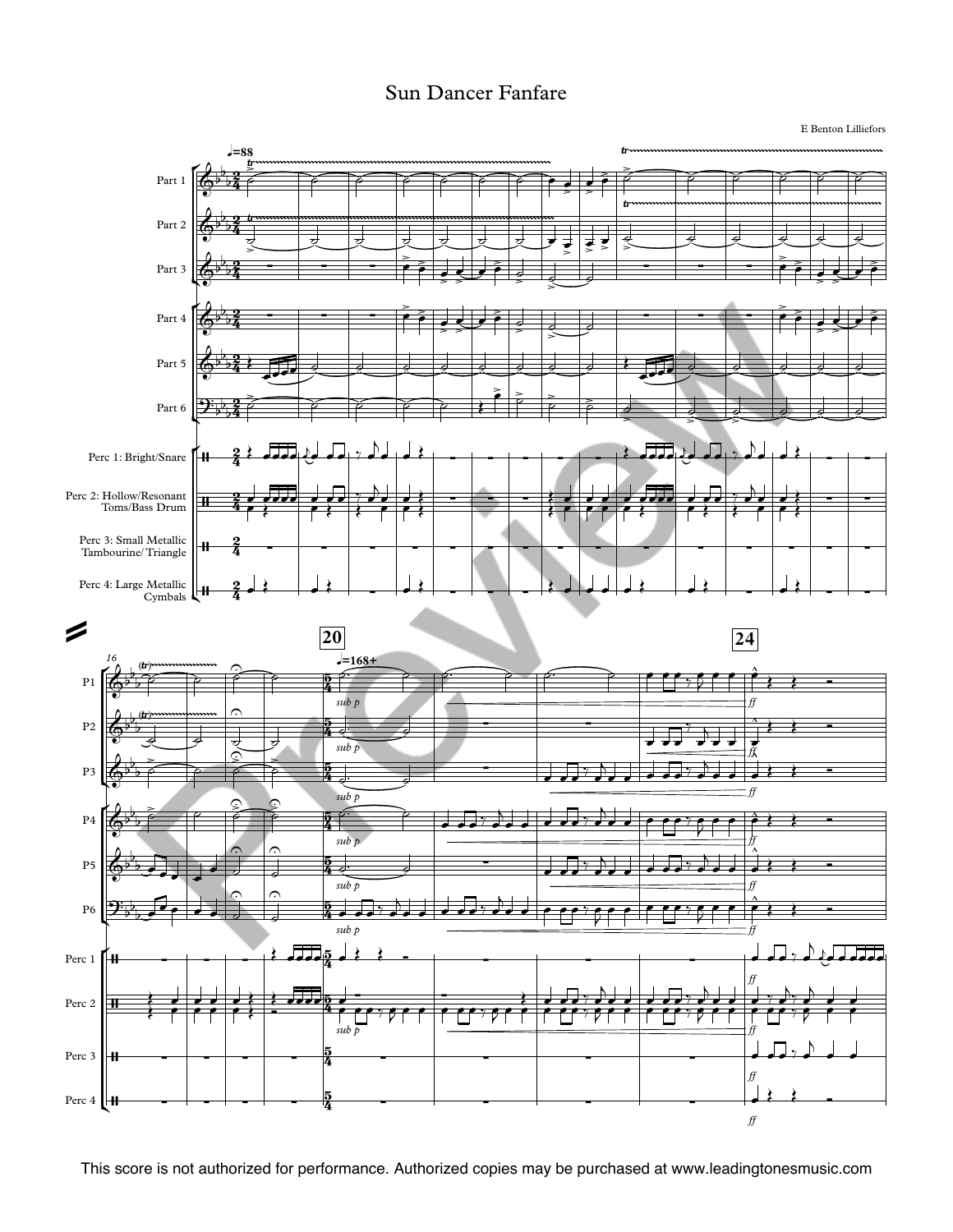# Sun Dancer Fanfare

E Benton Lilliefors

This score is not authorized for performance. Authorized copies may be purchased at www.leadingtonesmusic.com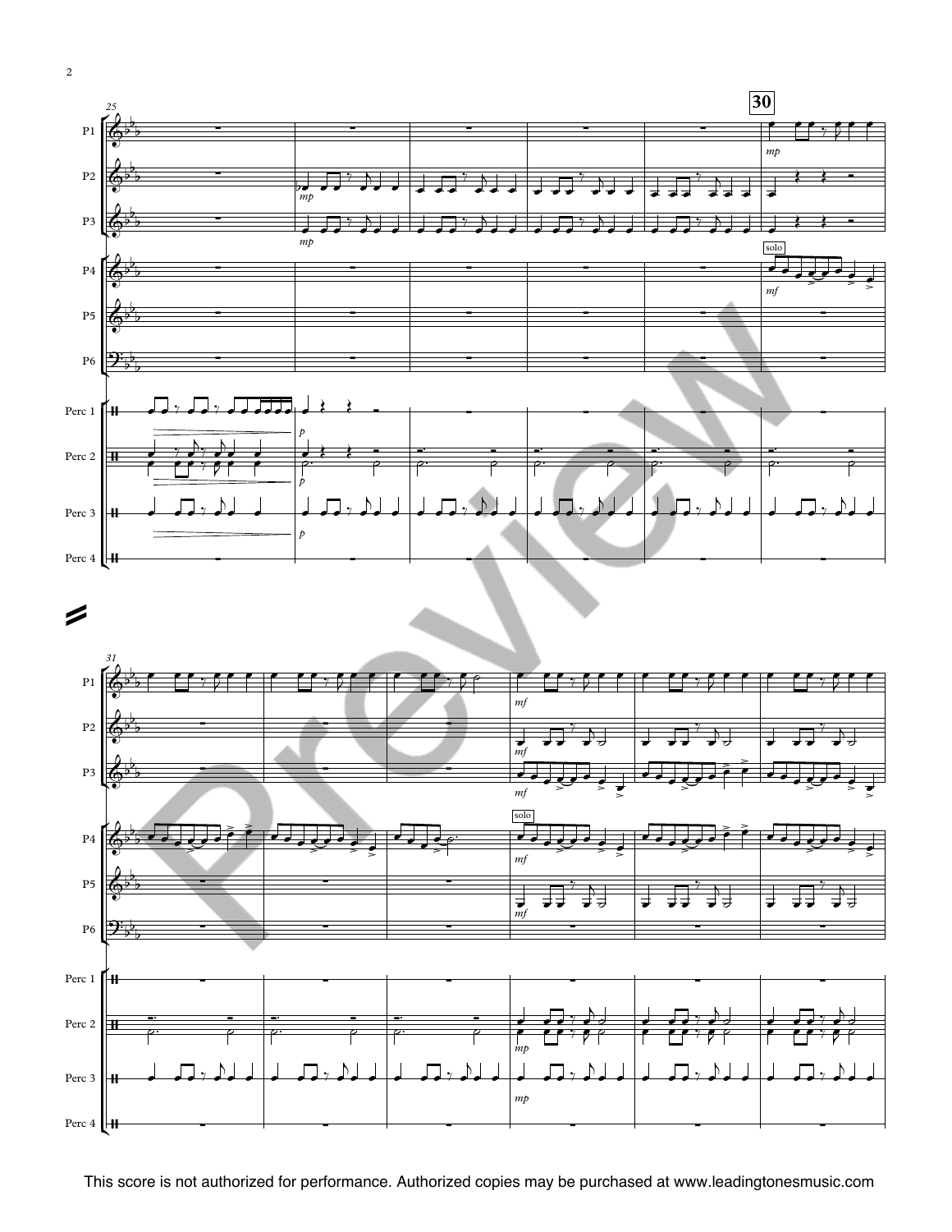This score is not authorized for performance. Authorized copies may be purchased at www.leadingtonesmusic.com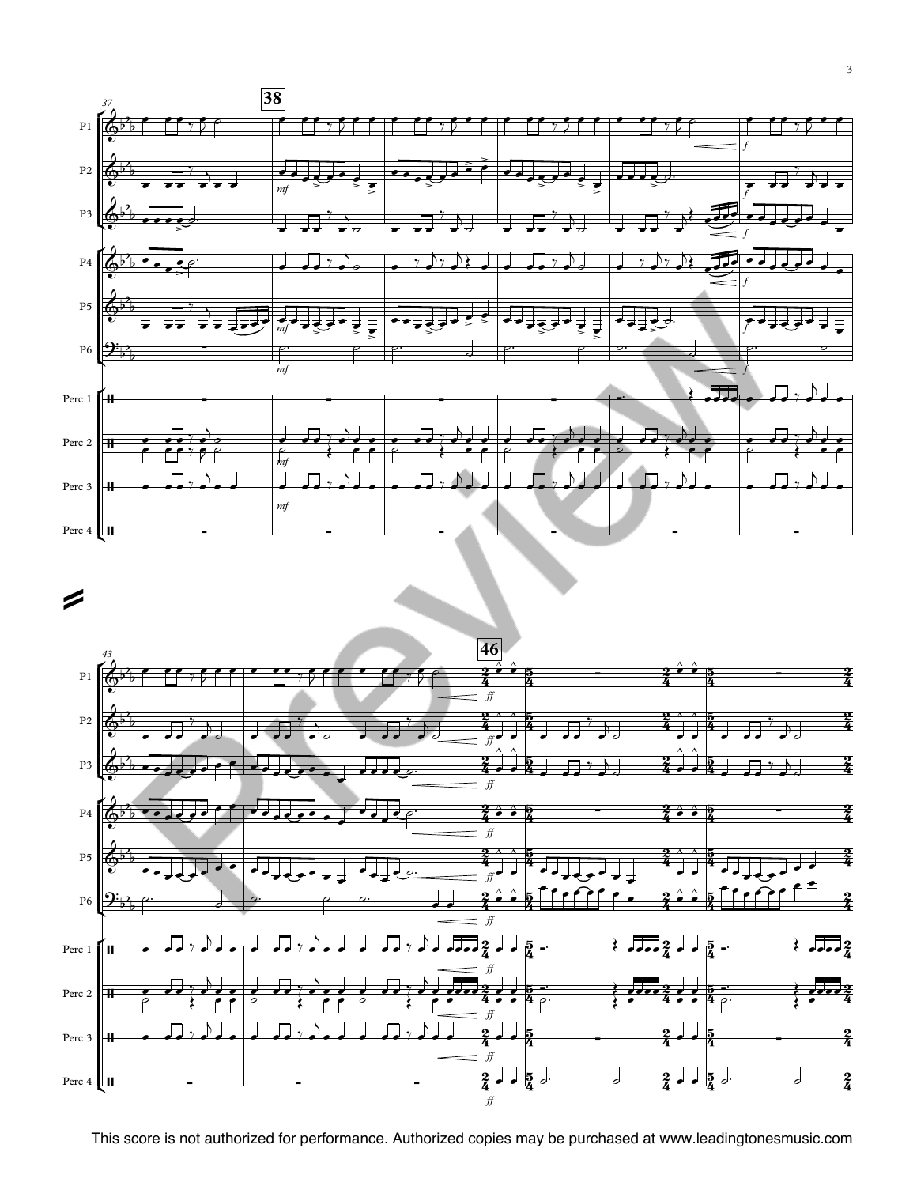This score is not authorized for performance. Authorized copies may be purchased at www.leadingtonesmusic.com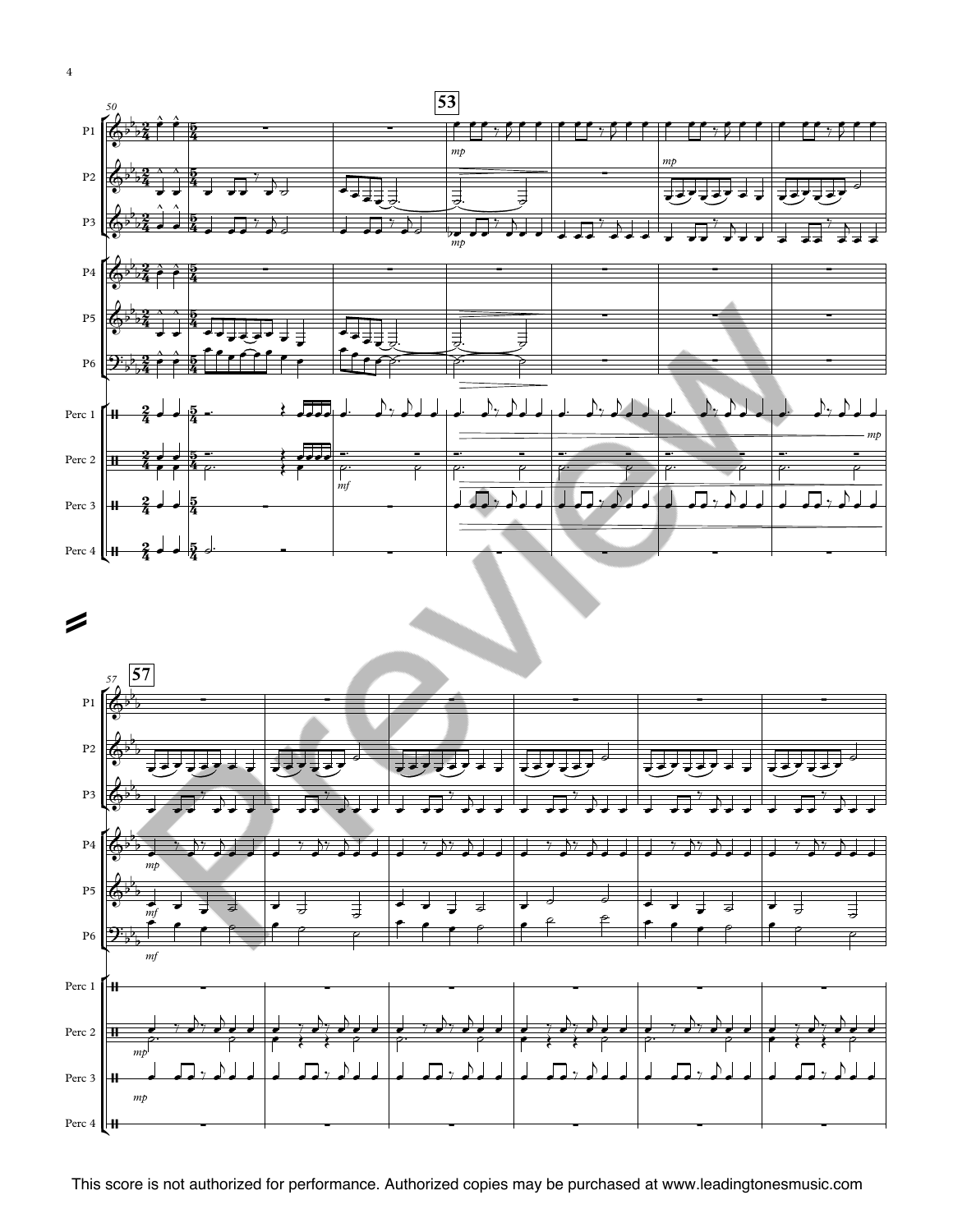This score is not authorized for performance. Authorized copies may be purchased at www.leadingtonesmusic.com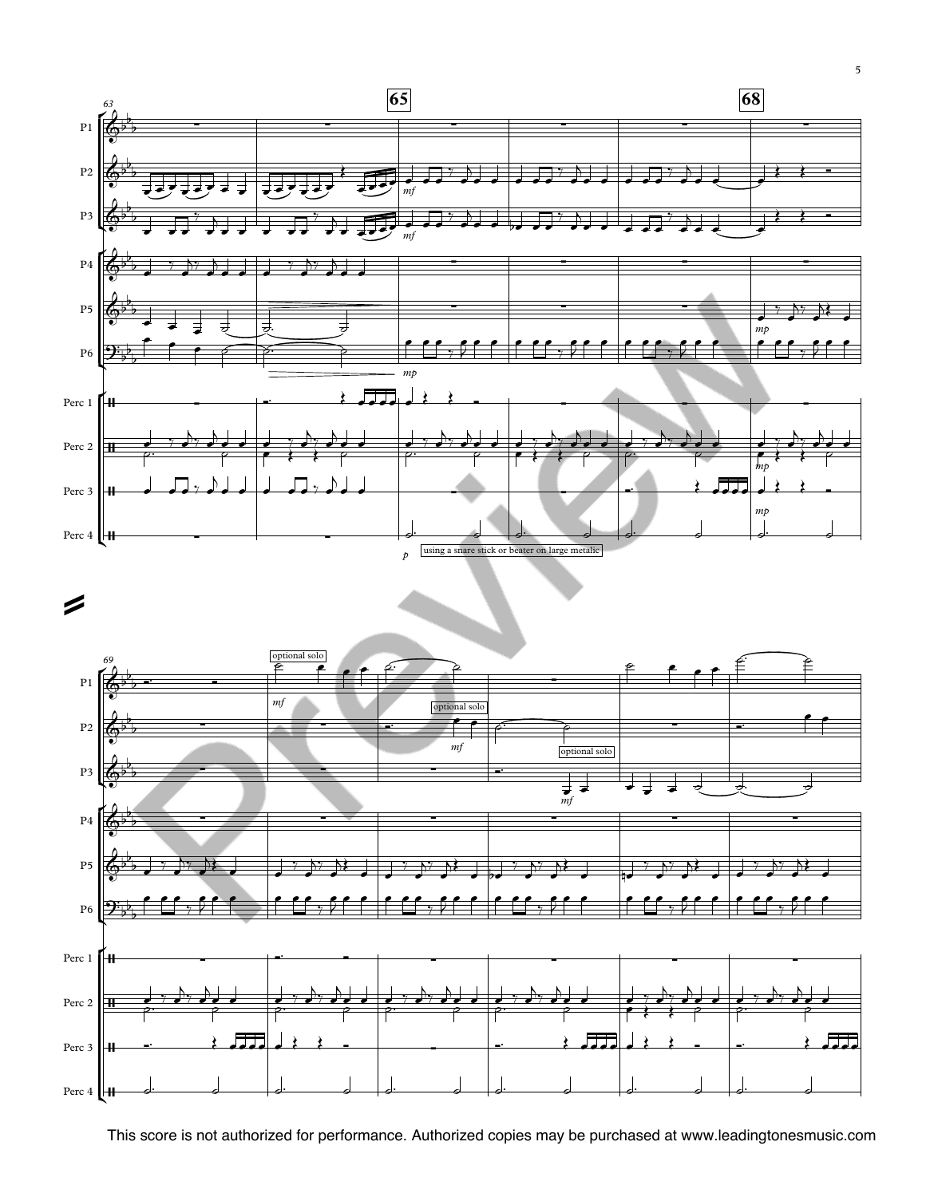This score is not authorized for performance. Authorized copies may be purchased at www.leadingtonesmusic.com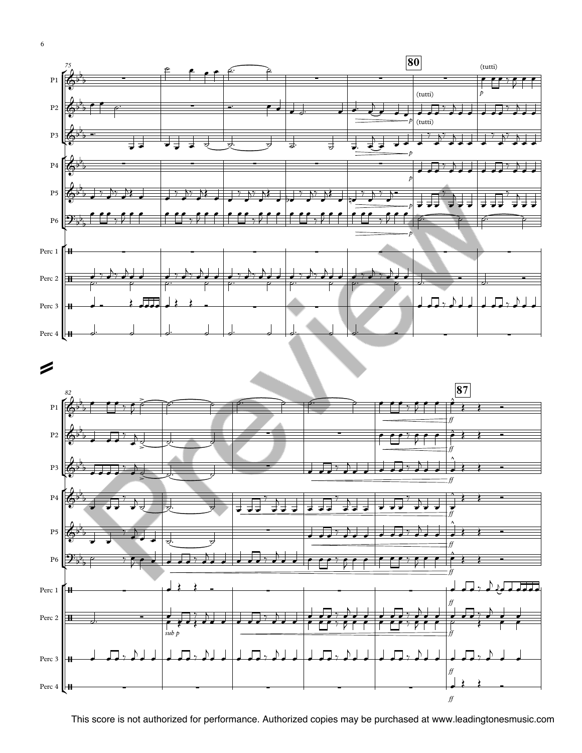This score is not authorized for performance. Authorized copies may be purchased at www.leadingtonesmusic.com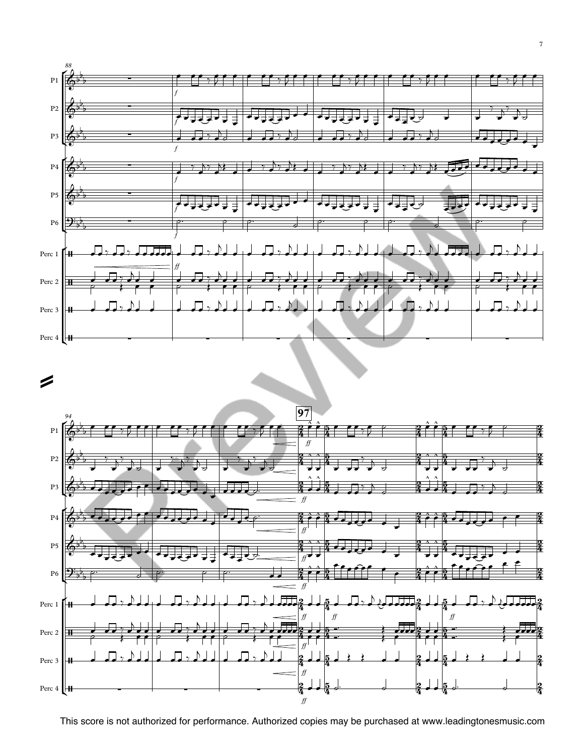This score is not authorized for performance. Authorized copies may be purchased at www.leadingtonesmusic.com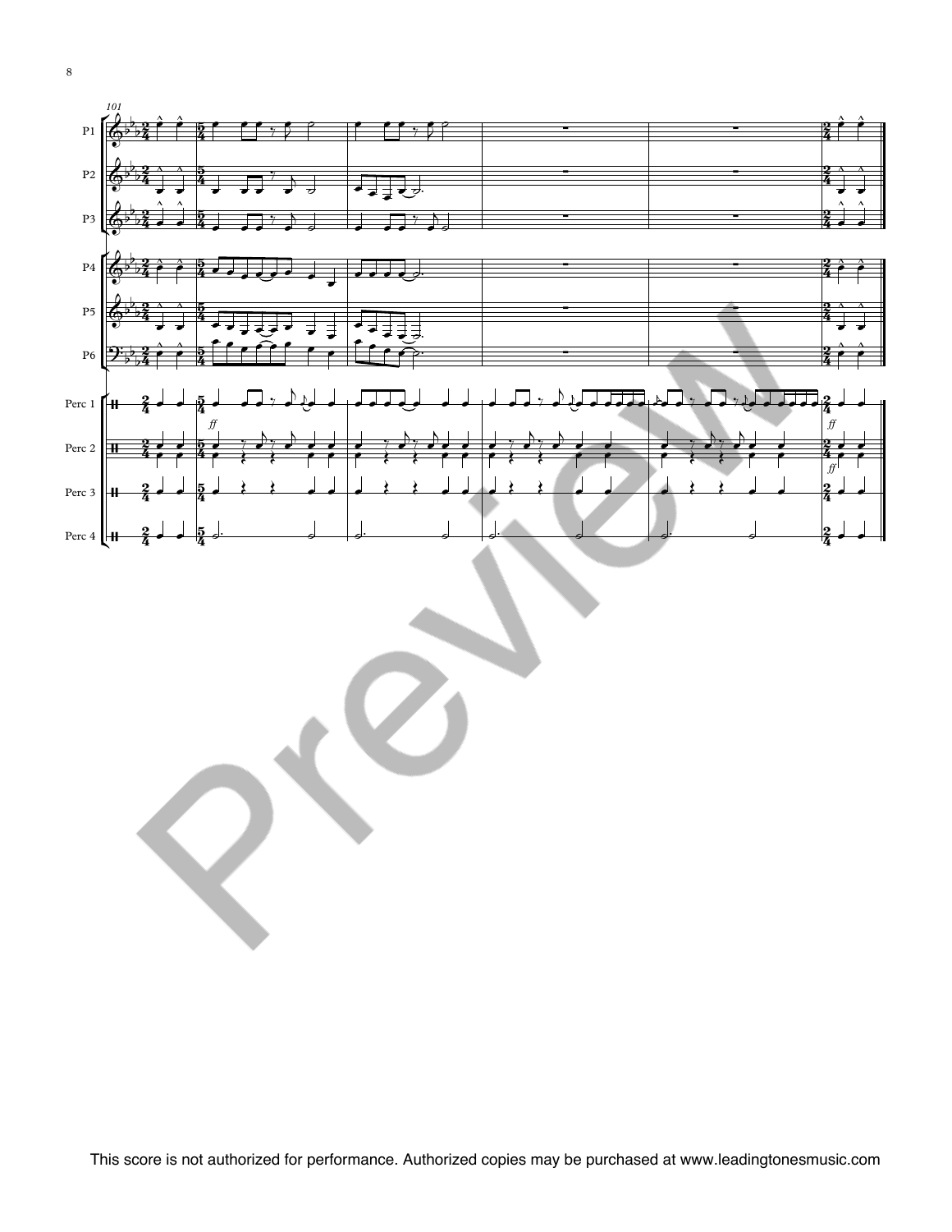101

P1

P2

P3

P4

P5

P6

Perc 1

Perc 2

Perc 3

Perc 4

This score is not authorized for performance. Authorized copies may be purchased at www.leadingtonesmusic.com